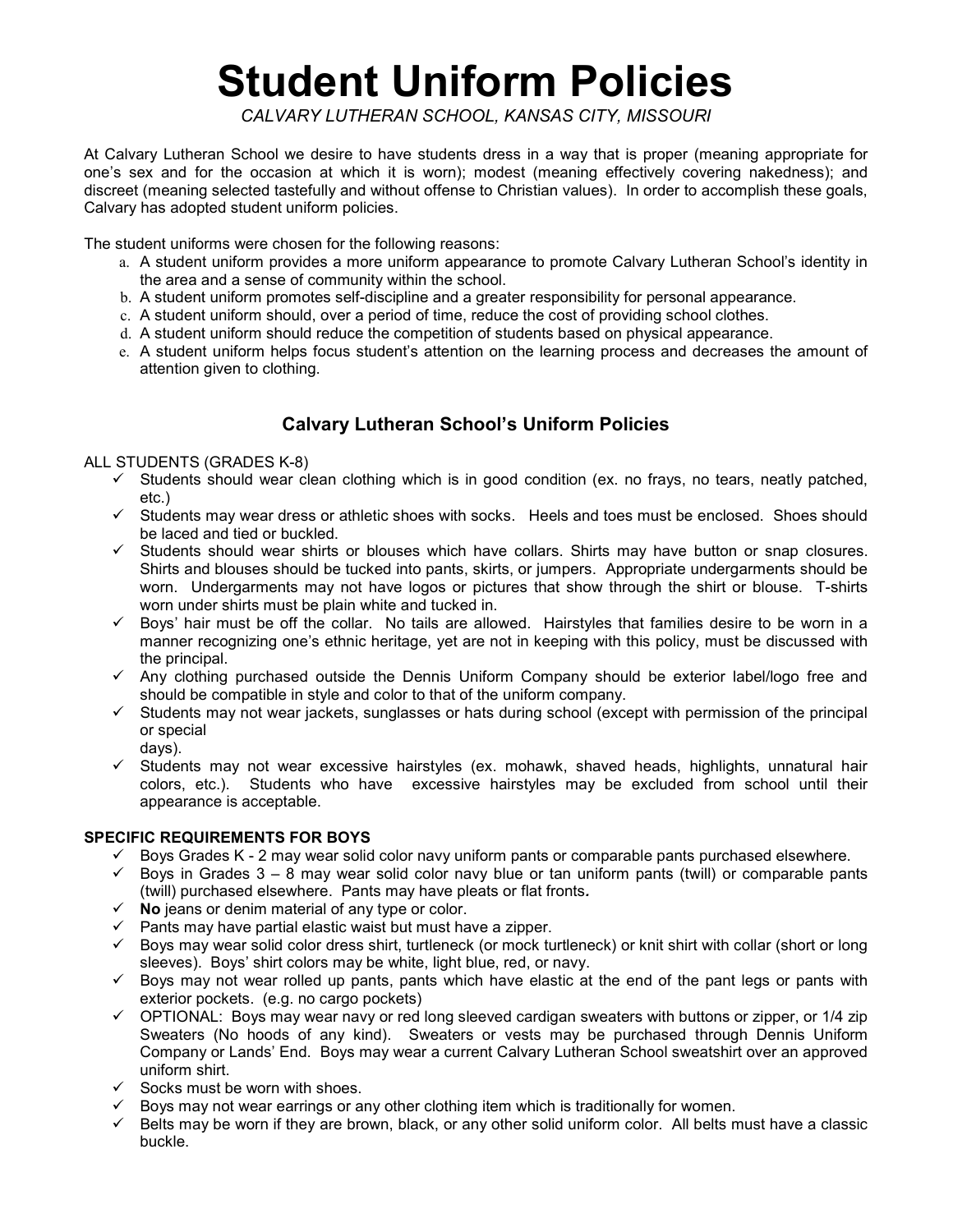# Student Uniform Policies

*CALVARY LUTHERAN SCHOOL, KANSAS CITY, MISSOURI*

At Calvary Lutheran School we desire to have students dress in a way that is proper (meaning appropriate for one's sex and for the occasion at which it is worn); modest (meaning effectively covering nakedness); and discreet (meaning selected tastefully and without offense to Christian values). In order to accomplish these goals, Calvary has adopted student uniform policies.

The student uniforms were chosen for the following reasons:

a. A student uniform provides a more uniform appearance to promote Calvary Lutheran School's identity in the area and a sense of community within the school.
b. A student uniform promotes self-discipline and a greater responsibility for personal appearance.
c. A student uniform should, over a period of time, reduce the cost of providing school clothes.
d. A student uniform should reduce the competition of students based on physical appearance.
e. A student uniform helps focus student's attention on the learning process and decreases the amount of attention given to clothing.

## Calvary Lutheran School's Uniform Policies

ALL STUDENTS (GRADES K-8)

- ✓ Students should wear clean clothing which is in good condition (ex. no frays, no tears, neatly patched, etc.)
- ✓ Students may wear dress or athletic shoes with socks. Heels and toes must be enclosed. Shoes should be laced and tied or buckled.
- ✓ Students should wear shirts or blouses which have collars. Shirts may have button or snap closures. Shirts and blouses should be tucked into pants, skirts, or jumpers. Appropriate undergarments should be worn. Undergarments may not have logos or pictures that show through the shirt or blouse. T-shirts worn under shirts must be plain white and tucked in.
- ✓ Boys' hair must be off the collar. No tails are allowed. Hairstyles that families desire to be worn in a manner recognizing one's ethnic heritage, yet are not in keeping with this policy, must be discussed with the principal.
- ✓ Any clothing purchased outside the Dennis Uniform Company should be exterior label/logo free and should be compatible in style and color to that of the uniform company.
- ✓ Students may not wear jackets, sunglasses or hats during school (except with permission of the principal or special days).
- ✓ Students may not wear excessive hairstyles (ex. mohawk, shaved heads, highlights, unnatural hair colors, etc.). Students who have excessive hairstyles may be excluded from school until their appearance is acceptable.

**SPECIFIC REQUIREMENTS FOR BOYS**

- ✓ Boys Grades K - 2 may wear solid color navy uniform pants or comparable pants purchased elsewhere.
- ✓ Boys in Grades 3 – 8 may wear solid color navy blue or tan uniform pants (twill) or comparable pants (twill) purchased elsewhere. Pants may have pleats or flat fronts*.*
- ✓ **No** jeans or denim material of any type or color.
- ✓ Pants may have partial elastic waist but must have a zipper.
- ✓ Boys may wear solid color dress shirt, turtleneck (or mock turtleneck) or knit shirt with collar (short or long sleeves). Boys' shirt colors may be white, light blue, red, or navy.
- ✓ Boys may not wear rolled up pants, pants which have elastic at the end of the pant legs or pants with exterior pockets. (e.g. no cargo pockets)
- ✓ OPTIONAL: Boys may wear navy or red long sleeved cardigan sweaters with buttons or zipper, or 1/4 zip Sweaters (No hoods of any kind). Sweaters or vests may be purchased through Dennis Uniform Company or Lands' End. Boys may wear a current Calvary Lutheran School sweatshirt over an approved uniform shirt.
- ✓ Socks must be worn with shoes.
- ✓ Boys may not wear earrings or any other clothing item which is traditionally for women.
- ✓ Belts may be worn if they are brown, black, or any other solid uniform color. All belts must have a classic buckle.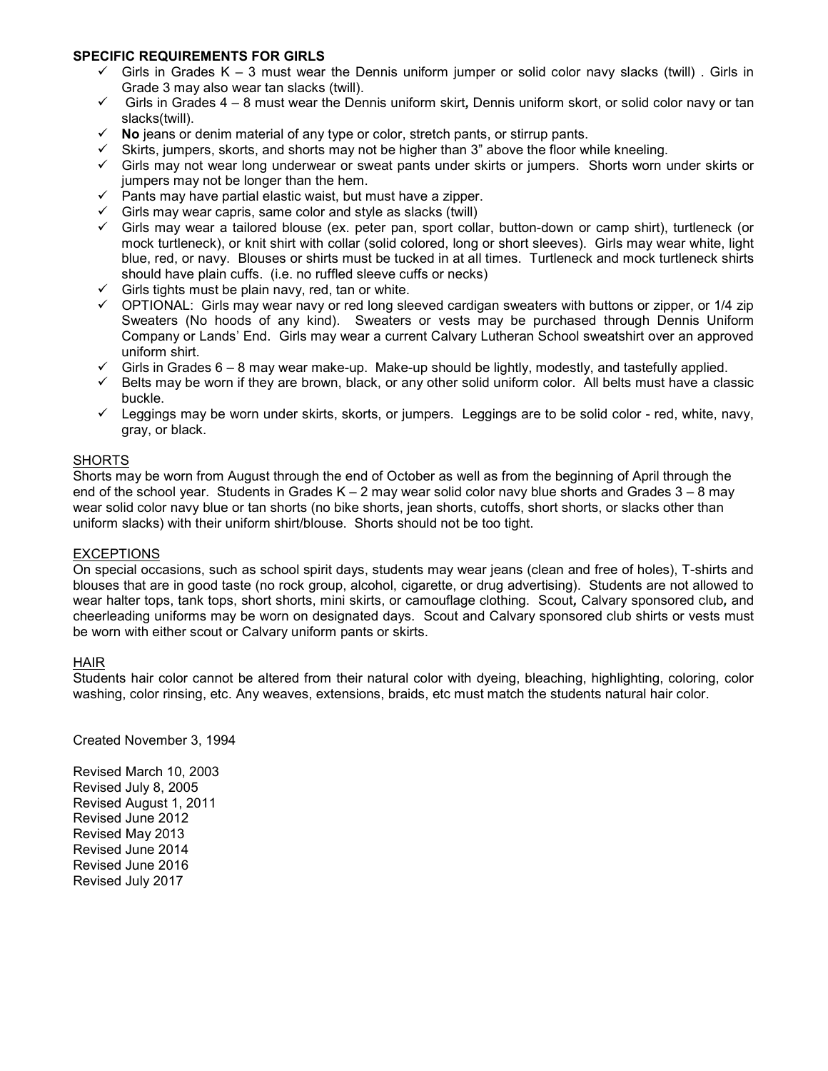## SPECIFIC REQUIREMENTS FOR GIRLS

- ✓ Girls in Grades K – 3 must wear the Dennis uniform jumper or solid color navy slacks (twill) . Girls in Grade 3 may also wear tan slacks (twill).
- ✓ Girls in Grades 4 – 8 must wear the Dennis uniform skirt*,* Dennis uniform skort, or solid color navy or tan slacks(twill).
- ✓ **No** jeans or denim material of any type or color, stretch pants, or stirrup pants.
- ✓ Skirts, jumpers, skorts, and shorts may not be higher than 3" above the floor while kneeling.
- ✓ Girls may not wear long underwear or sweat pants under skirts or jumpers. Shorts worn under skirts or jumpers may not be longer than the hem.
- ✓ Pants may have partial elastic waist, but must have a zipper.
- ✓ Girls may wear capris, same color and style as slacks (twill)
- ✓ Girls may wear a tailored blouse (ex. peter pan, sport collar, button-down or camp shirt), turtleneck (or mock turtleneck), or knit shirt with collar (solid colored, long or short sleeves). Girls may wear white, light blue, red, or navy. Blouses or shirts must be tucked in at all times. Turtleneck and mock turtleneck shirts should have plain cuffs. (i.e. no ruffled sleeve cuffs or necks)
- ✓ Girls tights must be plain navy, red, tan or white.
- ✓ OPTIONAL: Girls may wear navy or red long sleeved cardigan sweaters with buttons or zipper, or 1/4 zip Sweaters (No hoods of any kind). Sweaters or vests may be purchased through Dennis Uniform Company or Lands' End. Girls may wear a current Calvary Lutheran School sweatshirt over an approved uniform shirt.
- ✓ Girls in Grades 6 – 8 may wear make-up. Make-up should be lightly, modestly, and tastefully applied.
- ✓ Belts may be worn if they are brown, black, or any other solid uniform color. All belts must have a classic buckle.
- ✓ Leggings may be worn under skirts, skorts, or jumpers. Leggings are to be solid color - red, white, navy, gray, or black.

### SHORTS

Shorts may be worn from August through the end of October as well as from the beginning of April through the end of the school year. Students in Grades K – 2 may wear solid color navy blue shorts and Grades 3 – 8 may wear solid color navy blue or tan shorts (no bike shorts, jean shorts, cutoffs, short shorts, or slacks other than uniform slacks) with their uniform shirt/blouse. Shorts should not be too tight.

### EXCEPTIONS

On special occasions, such as school spirit days, students may wear jeans (clean and free of holes), T-shirts and blouses that are in good taste (no rock group, alcohol, cigarette, or drug advertising). Students are not allowed to wear halter tops, tank tops, short shorts, mini skirts, or camouflage clothing. Scout*,* Calvary sponsored club*,* and cheerleading uniforms may be worn on designated days. Scout and Calvary sponsored club shirts or vests must be worn with either scout or Calvary uniform pants or skirts.

### HAIR

Students hair color cannot be altered from their natural color with dyeing, bleaching, highlighting, coloring, color washing, color rinsing, etc. Any weaves, extensions, braids, etc must match the students natural hair color.

Created November 3, 1994

Revised March 10, 2003
Revised July 8, 2005
Revised August 1, 2011
Revised June 2012
Revised May 2013
Revised June 2014
Revised June 2016
Revised July 2017